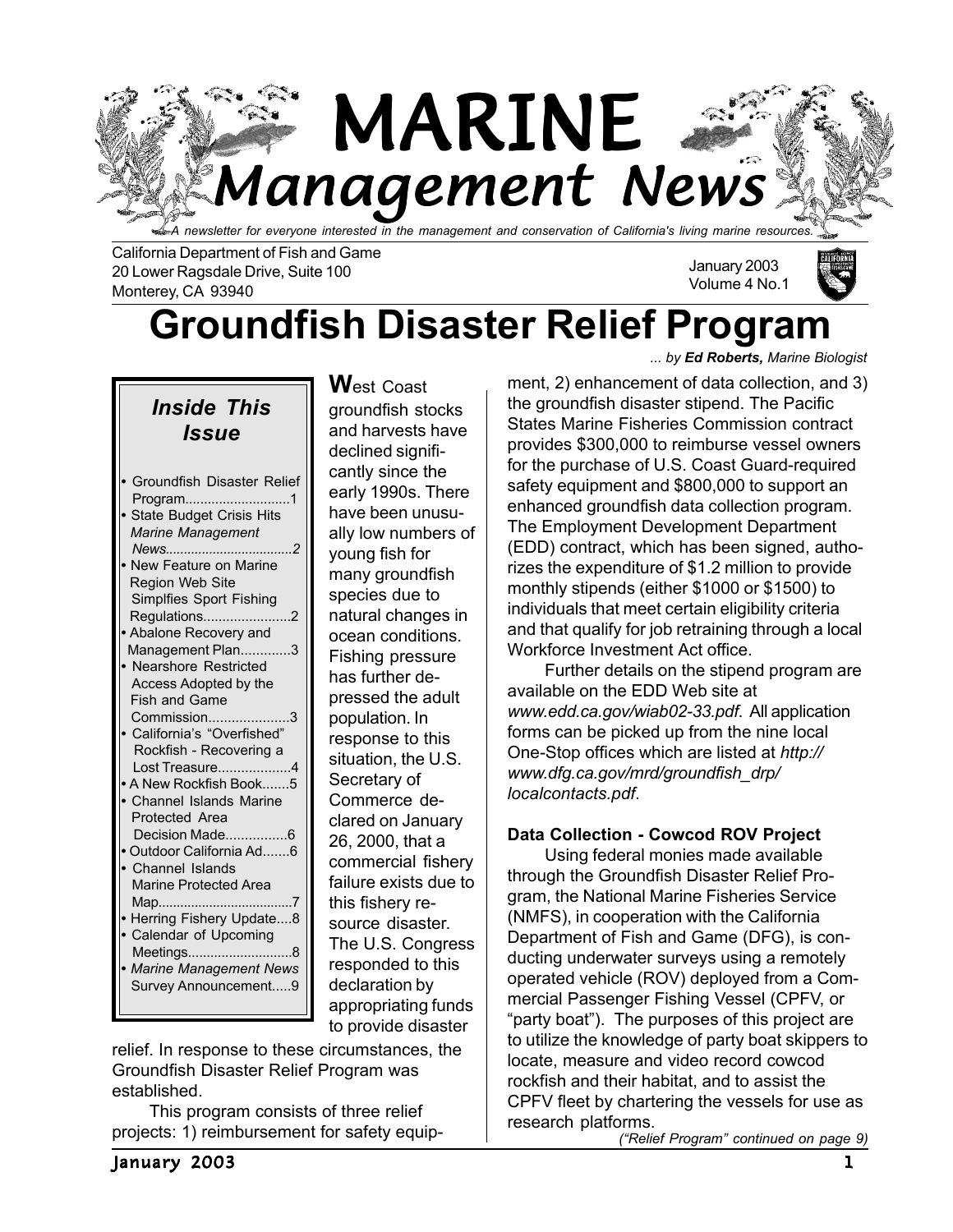# MARINE Management News

*A newsletter for everyone interested in the management and conservation of California's living marine resources.*

California Department of Fish and Game
20 Lower Ragsdale Drive, Suite 100
Monterey, CA 93940

January 2003
Volume 4 No.1

# Groundfish Disaster Relief Program

*... by **Ed Roberts,** Marine Biologist*

### *Inside This Issue*

- Groundfish Disaster Relief Program............................1
- State Budget Crisis Hits *Marine Management News*..................................2
- New Feature on Marine Region Web Site Simplfies Sport Fishing Regulations......................2
- Abalone Recovery and Management Plan.............3
- Nearshore Restricted Access Adopted by the Fish and Game Commission.....................3
- California's "Overfished" Rockfish - Recovering a Lost Treasure...................4
- A New Rockfish Book.......5
- Channel Islands Marine Protected Area Decision Made................6
- Outdoor California Ad.......6
- Channel Islands Marine Protected Area Map....................................7
- Herring Fishery Update....8
- Calendar of Upcoming Meetings............................8
- *Marine Management News* Survey Announcement.....9

**W**est Coast groundfish stocks and harvests have declined significantly since the early 1990s. There have been unusually low numbers of young fish for many groundfish species due to natural changes in ocean conditions. Fishing pressure has further depressed the adult population. In response to this situation, the U.S. Secretary of Commerce declared on January 26, 2000, that a commercial fishery failure exists due to this fishery resource disaster. The U.S. Congress responded to this declaration by appropriating funds to provide disaster relief. In response to these circumstances, the Groundfish Disaster Relief Program was established.

This program consists of three relief projects: 1) reimbursement for safety equipment, 2) enhancement of data collection, and 3) the groundfish disaster stipend. The Pacific States Marine Fisheries Commission contract provides $300,000 to reimburse vessel owners for the purchase of U.S. Coast Guard-required safety equipment and $800,000 to support an enhanced groundfish data collection program. The Employment Development Department (EDD) contract, which has been signed, authorizes the expenditure of $1.2 million to provide monthly stipends (either $1000 or $1500) to individuals that meet certain eligibility criteria and that qualify for job retraining through a local Workforce Investment Act office.

Further details on the stipend program are available on the EDD Web site at *www.edd.ca.gov/wiab02-33.pdf*. All application forms can be picked up from the nine local One-Stop offices which are listed at *http://www.dfg.ca.gov/mrd/groundfish_drp/localcontacts.pdf*.

**Data Collection - Cowcod ROV Project**

Using federal monies made available through the Groundfish Disaster Relief Program, the National Marine Fisheries Service (NMFS), in cooperation with the California Department of Fish and Game (DFG), is conducting underwater surveys using a remotely operated vehicle (ROV) deployed from a Commercial Passenger Fishing Vessel (CPFV, or "party boat"). The purposes of this project are to utilize the knowledge of party boat skippers to locate, measure and video record cowcod rockfish and their habitat, and to assist the CPFV fleet by chartering the vessels for use as research platforms.

*("Relief Program" continued on page 9)*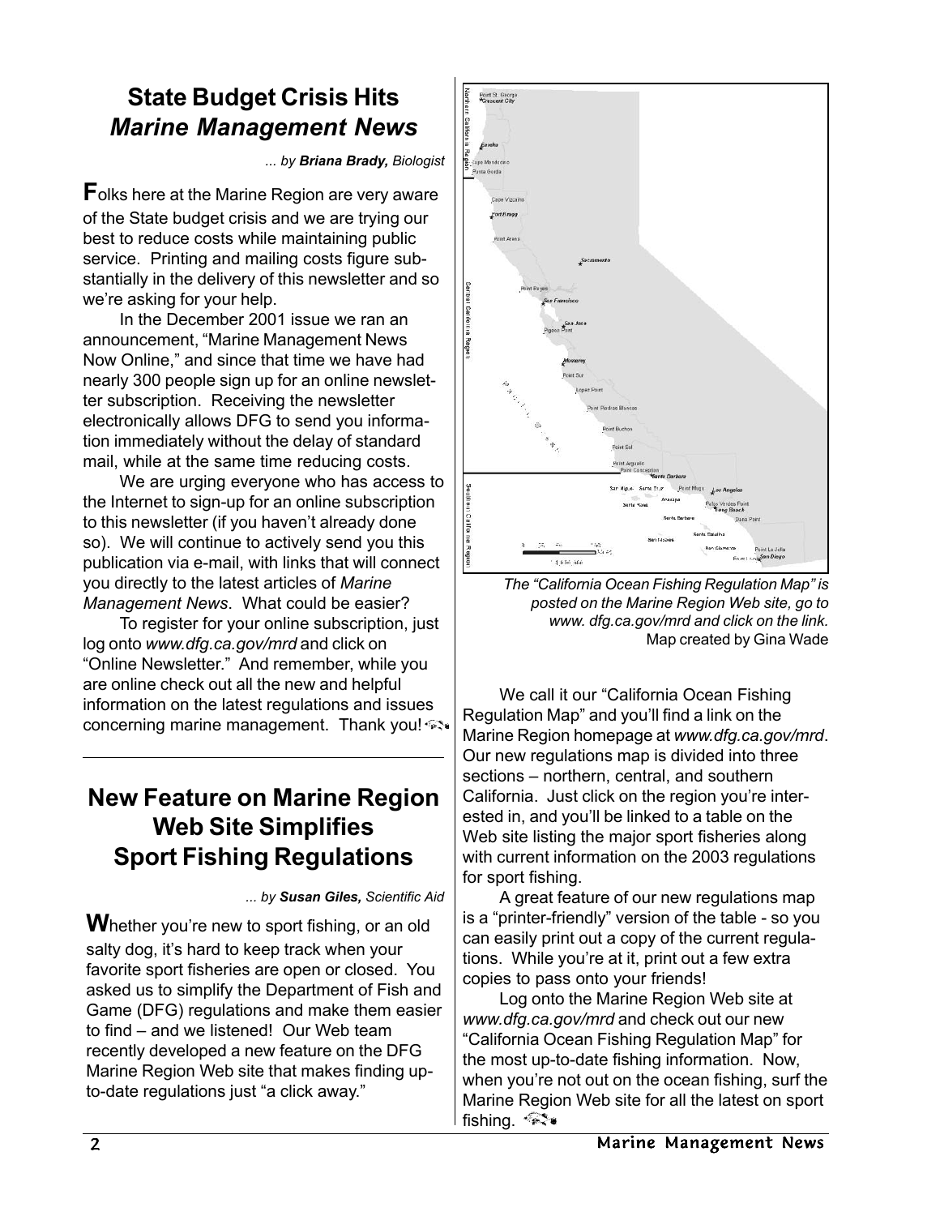## State Budget Crisis Hits *Marine Management News*

*... by **Briana Brady,** Biologist*

Folks here at the Marine Region are very aware of the State budget crisis and we are trying our best to reduce costs while maintaining public service. Printing and mailing costs figure substantially in the delivery of this newsletter and so we're asking for your help.

In the December 2001 issue we ran an announcement, "Marine Management News Now Online," and since that time we have had nearly 300 people sign up for an online newsletter subscription. Receiving the newsletter electronically allows DFG to send you information immediately without the delay of standard mail, while at the same time reducing costs.

We are urging everyone who has access to the Internet to sign-up for an online subscription to this newsletter (if you haven't already done so). We will continue to actively send you this publication via e-mail, with links that will connect you directly to the latest articles of *Marine Management News*. What could be easier?

To register for your online subscription, just log onto *www.dfg.ca.gov/mrd* and click on "Online Newsletter." And remember, while you are online check out all the new and helpful information on the latest regulations and issues concerning marine management. Thank you!

## New Feature on Marine Region Web Site Simplifies Sport Fishing Regulations

*... by **Susan Giles,** Scientific Aid*

Whether you're new to sport fishing, or an old salty dog, it's hard to keep track when your favorite sport fisheries are open or closed. You asked us to simplify the Department of Fish and Game (DFG) regulations and make them easier to find – and we listened! Our Web team recently developed a new feature on the DFG Marine Region Web site that makes finding up-to-date regulations just "a click away."

*The "California Ocean Fishing Regulation Map" is posted on the Marine Region Web site, go to www. dfg.ca.gov/mrd and click on the link.*
Map created by Gina Wade

We call it our "California Ocean Fishing Regulation Map" and you'll find a link on the Marine Region homepage at *www.dfg.ca.gov/mrd*. Our new regulations map is divided into three sections – northern, central, and southern California. Just click on the region you're interested in, and you'll be linked to a table on the Web site listing the major sport fisheries along with current information on the 2003 regulations for sport fishing.

A great feature of our new regulations map is a "printer-friendly" version of the table - so you can easily print out a copy of the current regulations. While you're at it, print out a few extra copies to pass onto your friends!

Log onto the Marine Region Web site at *www.dfg.ca.gov/mrd* and check out our new "California Ocean Fishing Regulation Map" for the most up-to-date fishing information. Now, when you're not out on the ocean fishing, surf the Marine Region Web site for all the latest on sport fishing.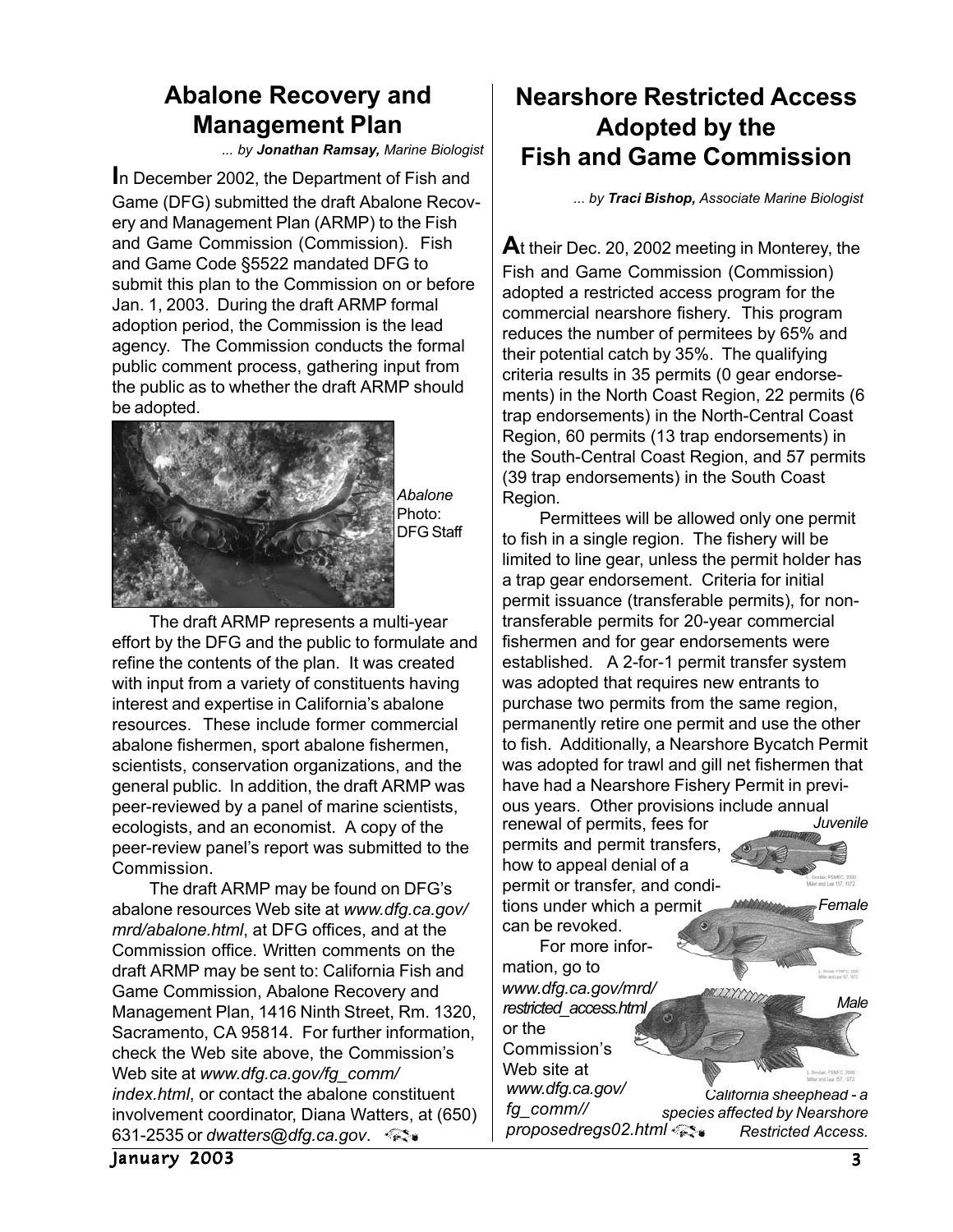## Abalone Recovery and Management Plan

*... by **Jonathan Ramsay,** Marine Biologist*

In December 2002, the Department of Fish and Game (DFG) submitted the draft Abalone Recovery and Management Plan (ARMP) to the Fish and Game Commission (Commission). Fish and Game Code §5522 mandated DFG to submit this plan to the Commission on or before Jan. 1, 2003. During the draft ARMP formal adoption period, the Commission is the lead agency. The Commission conducts the formal public comment process, gathering input from the public as to whether the draft ARMP should be adopted.

*Abalone* Photo: DFG Staff

The draft ARMP represents a multi-year effort by the DFG and the public to formulate and refine the contents of the plan. It was created with input from a variety of constituents having interest and expertise in California's abalone resources. These include former commercial abalone fishermen, sport abalone fishermen, scientists, conservation organizations, and the general public. In addition, the draft ARMP was peer-reviewed by a panel of marine scientists, ecologists, and an economist. A copy of the peer-review panel's report was submitted to the Commission.

The draft ARMP may be found on DFG's abalone resources Web site at *www.dfg.ca.gov/mrd/abalone.html*, at DFG offices, and at the Commission office. Written comments on the draft ARMP may be sent to: California Fish and Game Commission, Abalone Recovery and Management Plan, 1416 Ninth Street, Rm. 1320, Sacramento, CA 95814. For further information, check the Web site above, the Commission's Web site at *www.dfg.ca.gov/fg_comm/index.html*, or contact the abalone constituent involvement coordinator, Diana Watters, at (650) 631-2535 or *dwatters@dfg.ca.gov*.

## Nearshore Restricted Access Adopted by the Fish and Game Commission

*... by **Traci Bishop,** Associate Marine Biologist*

At their Dec. 20, 2002 meeting in Monterey, the Fish and Game Commission (Commission) adopted a restricted access program for the commercial nearshore fishery. This program reduces the number of permitees by 65% and their potential catch by 35%. The qualifying criteria results in 35 permits (0 gear endorsements) in the North Coast Region, 22 permits (6 trap endorsements) in the North-Central Coast Region, 60 permits (13 trap endorsements) in the South-Central Coast Region, and 57 permits (39 trap endorsements) in the South Coast Region.

Permittees will be allowed only one permit to fish in a single region. The fishery will be limited to line gear, unless the permit holder has a trap gear endorsement. Criteria for initial permit issuance (transferable permits), for non-transferable permits for 20-year commercial fishermen and for gear endorsements were established. A 2-for-1 permit transfer system was adopted that requires new entrants to purchase two permits from the same region, permanently retire one permit and use the other to fish. Additionally, a Nearshore Bycatch Permit was adopted for trawl and gill net fishermen that have had a Nearshore Fishery Permit in previous years. Other provisions include annual renewal of permits, fees for permits and permit transfers, how to appeal denial of a permit or transfer, and conditions under which a permit can be revoked.

For more information, go to *www.dfg.ca.gov/mrd/restricted_access.html* or the Commission's Web site at *www.dfg.ca.gov/fg_comm//proposedregs02.html*

*Juvenile*

*Female*

*Male*

*California sheephead - a species affected by Nearshore Restricted Access.*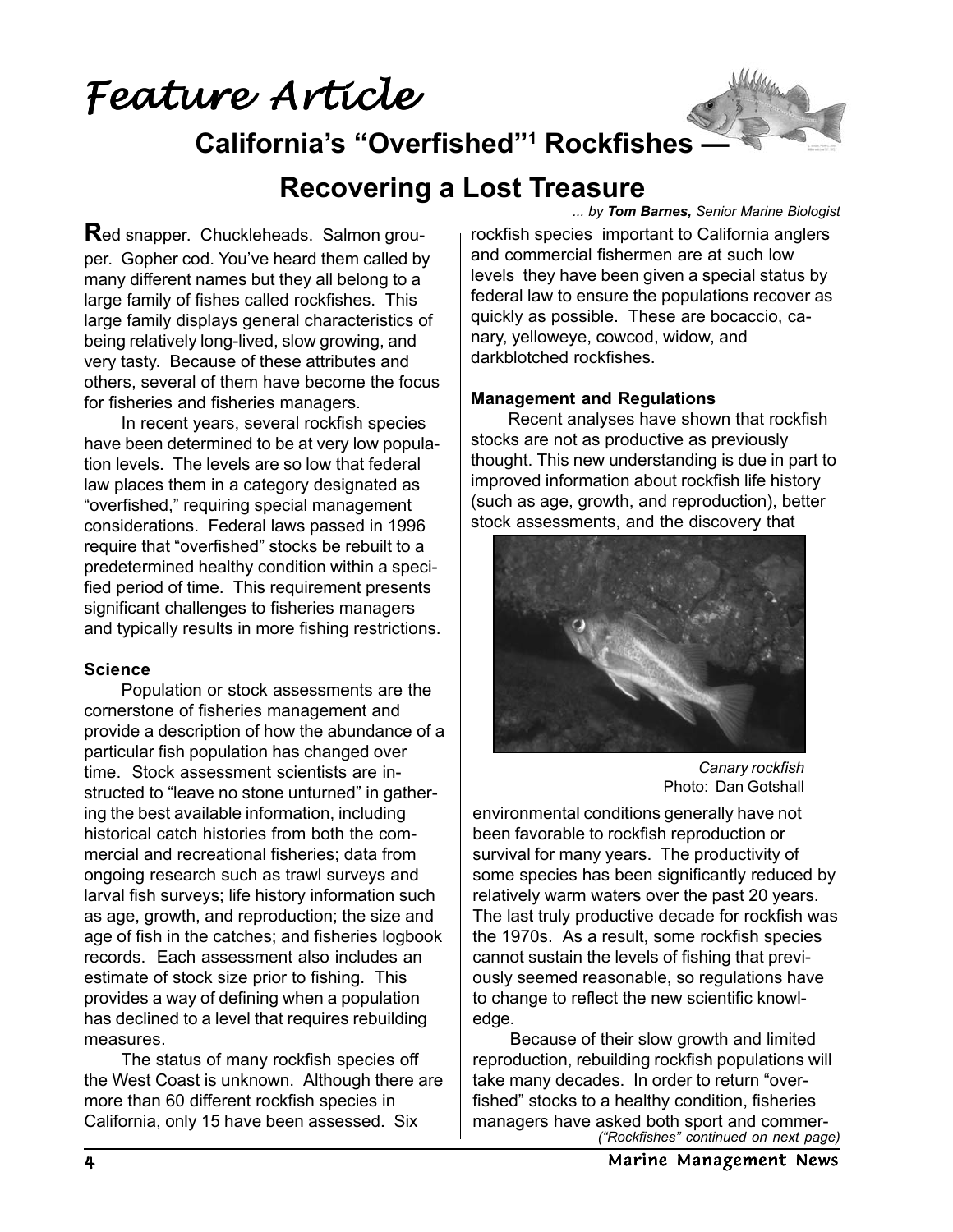# Feature Article

## California's "Overfished"[1] Rockfishes — Recovering a Lost Treasure

*... by **Tom Barnes,** Senior Marine Biologist*

**R**ed snapper. Chuckleheads. Salmon grouper. Gopher cod. You've heard them called by many different names but they all belong to a large family of fishes called rockfishes. This large family displays general characteristics of being relatively long-lived, slow growing, and very tasty. Because of these attributes and others, several of them have become the focus for fisheries and fisheries managers.

In recent years, several rockfish species have been determined to be at very low population levels. The levels are so low that federal law places them in a category designated as "overfished," requiring special management considerations. Federal laws passed in 1996 require that "overfished" stocks be rebuilt to a predetermined healthy condition within a specified period of time. This requirement presents significant challenges to fisheries managers and typically results in more fishing restrictions.

### Science

Population or stock assessments are the cornerstone of fisheries management and provide a description of how the abundance of a particular fish population has changed over time. Stock assessment scientists are instructed to "leave no stone unturned" in gathering the best available information, including historical catch histories from both the commercial and recreational fisheries; data from ongoing research such as trawl surveys and larval fish surveys; life history information such as age, growth, and reproduction; the size and age of fish in the catches; and fisheries logbook records. Each assessment also includes an estimate of stock size prior to fishing. This provides a way of defining when a population has declined to a level that requires rebuilding measures.

The status of many rockfish species off the West Coast is unknown. Although there are more than 60 different rockfish species in California, only 15 have been assessed. Six rockfish species important to California anglers and commercial fishermen are at such low levels they have been given a special status by federal law to ensure the populations recover as quickly as possible. These are bocaccio, canary, yelloweye, cowcod, widow, and darkblotched rockfishes.

### Management and Regulations

Recent analyses have shown that rockfish stocks are not as productive as previously thought. This new understanding is due in part to improved information about rockfish life history (such as age, growth, and reproduction), better stock assessments, and the discovery that environmental conditions generally have not been favorable to rockfish reproduction or survival for many years. The productivity of some species has been significantly reduced by relatively warm waters over the past 20 years. The last truly productive decade for rockfish was the 1970s. As a result, some rockfish species cannot sustain the levels of fishing that previously seemed reasonable, so regulations have to change to reflect the new scientific knowledge.

*Canary rockfish*
Photo: Dan Gotshall

Because of their slow growth and limited reproduction, rebuilding rockfish populations will take many decades. In order to return "overfished" stocks to a healthy condition, fisheries managers have asked both sport and commer-

*("Rockfishes" continued on next page)*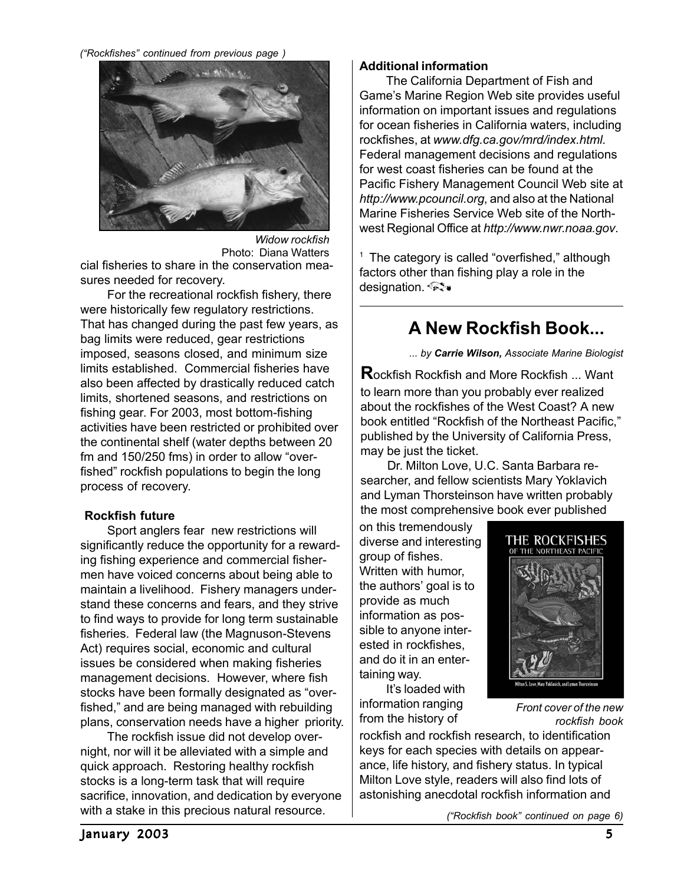("Rockfishes" continued from previous page )

*Widow rockfish*
Photo: Diana Watters

cial fisheries to share in the conservation measures needed for recovery.

For the recreational rockfish fishery, there were historically few regulatory restrictions. That has changed during the past few years, as bag limits were reduced, gear restrictions imposed, seasons closed, and minimum size limits established. Commercial fisheries have also been affected by drastically reduced catch limits, shortened seasons, and restrictions on fishing gear. For 2003, most bottom-fishing activities have been restricted or prohibited over the continental shelf (water depths between 20 fm and 150/250 fms) in order to allow "overfished" rockfish populations to begin the long process of recovery.

**Rockfish future**

Sport anglers fear new restrictions will significantly reduce the opportunity for a rewarding fishing experience and commercial fishermen have voiced concerns about being able to maintain a livelihood. Fishery managers understand these concerns and fears, and they strive to find ways to provide for long term sustainable fisheries. Federal law (the Magnuson-Stevens Act) requires social, economic and cultural issues be considered when making fisheries management decisions. However, where fish stocks have been formally designated as "overfished," and are being managed with rebuilding plans, conservation needs have a higher priority.

The rockfish issue did not develop overnight, nor will it be alleviated with a simple and quick approach. Restoring healthy rockfish stocks is a long-term task that will require sacrifice, innovation, and dedication by everyone with a stake in this precious natural resource.

**Additional information**

The California Department of Fish and Game's Marine Region Web site provides useful information on important issues and regulations for ocean fisheries in California waters, including rockfishes, at *www.dfg.ca.gov/mrd/index.html*. Federal management decisions and regulations for west coast fisheries can be found at the Pacific Fishery Management Council Web site at *http://www.pcouncil.org*, and also at the National Marine Fisheries Service Web site of the Northwest Regional Office at *http://www.nwr.noaa.gov*.

[1] The category is called "overfished," although factors other than fishing play a role in the designation.

## A New Rockfish Book...

*... by **Carrie Wilson,** Associate Marine Biologist*

**R**ockfish Rockfish and More Rockfish ... Want to learn more than you probably ever realized about the rockfishes of the West Coast? A new book entitled "Rockfish of the Northeast Pacific," published by the University of California Press, may be just the ticket.

Dr. Milton Love, U.C. Santa Barbara researcher, and fellow scientists Mary Yoklavich and Lyman Thorsteinson have written probably the most comprehensive book ever published on this tremendously diverse and interesting group of fishes. Written with humor, the authors' goal is to provide as much information as possible to anyone interested in rockfishes, and do it in an entertaining way.

It's loaded with information ranging from the history of rockfish and rockfish research, to identification keys for each species with details on appearance, life history, and fishery status. In typical Milton Love style, readers will also find lots of astonishing anecdotal rockfish information and

*Front cover of the new rockfish book*

("Rockfish book" continued on page 6)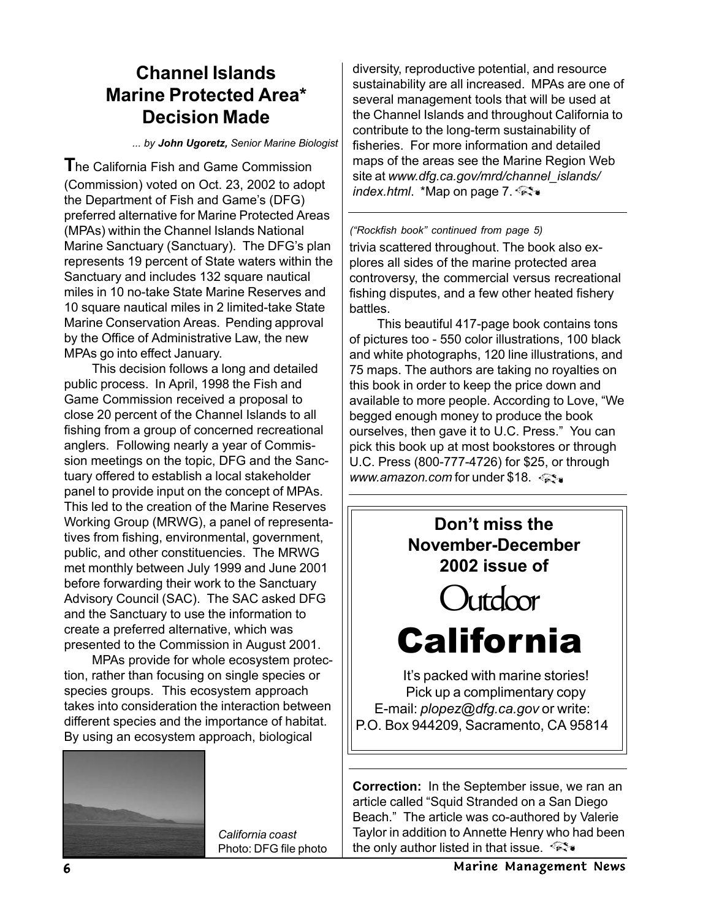## Channel Islands Marine Protected Area* Decision Made

*... by **John Ugoretz,** Senior Marine Biologist*

The California Fish and Game Commission (Commission) voted on Oct. 23, 2002 to adopt the Department of Fish and Game's (DFG) preferred alternative for Marine Protected Areas (MPAs) within the Channel Islands National Marine Sanctuary (Sanctuary). The DFG's plan represents 19 percent of State waters within the Sanctuary and includes 132 square nautical miles in 10 no-take State Marine Reserves and 10 square nautical miles in 2 limited-take State Marine Conservation Areas. Pending approval by the Office of Administrative Law, the new MPAs go into effect January.

This decision follows a long and detailed public process. In April, 1998 the Fish and Game Commission received a proposal to close 20 percent of the Channel Islands to all fishing from a group of concerned recreational anglers. Following nearly a year of Commission meetings on the topic, DFG and the Sanctuary offered to establish a local stakeholder panel to provide input on the concept of MPAs. This led to the creation of the Marine Reserves Working Group (MRWG), a panel of representatives from fishing, environmental, government, public, and other constituencies. The MRWG met monthly between July 1999 and June 2001 before forwarding their work to the Sanctuary Advisory Council (SAC). The SAC asked DFG and the Sanctuary to use the information to create a preferred alternative, which was presented to the Commission in August 2001.

MPAs provide for whole ecosystem protection, rather than focusing on single species or species groups. This ecosystem approach takes into consideration the interaction between different species and the importance of habitat. By using an ecosystem approach, biological diversity, reproductive potential, and resource sustainability are all increased. MPAs are one of several management tools that will be used at the Channel Islands and throughout California to contribute to the long-term sustainability of fisheries. For more information and detailed maps of the areas see the Marine Region Web site at *www.dfg.ca.gov/mrd/channel_islands/index.html*. *Map on page 7.

*California coast*
Photo: DFG file photo

---

*("Rockfish book" continued from page 5)*

trivia scattered throughout. The book also explores all sides of the marine protected area controversy, the commercial versus recreational fishing disputes, and a few other heated fishery battles.

This beautiful 417-page book contains tons of pictures too - 550 color illustrations, 100 black and white photographs, 120 line illustrations, and 75 maps. The authors are taking no royalties on this book in order to keep the price down and available to more people. According to Love, "We begged enough money to produce the book ourselves, then gave it to U.C. Press." You can pick this book up at most bookstores or through U.C. Press (800-777-4726) for $25, or through *www.amazon.com* for under $18.

---

**Don't miss the November-December 2002 issue of**

# Outdoor California

It's packed with marine stories!
Pick up a complimentary copy
E-mail: *plopez@dfg.ca.gov* or write:
P.O. Box 944209, Sacramento, CA 95814

---

**Correction:** In the September issue, we ran an article called "Squid Stranded on a San Diego Beach." The article was co-authored by Valerie Taylor in addition to Annette Henry who had been the only author listed in that issue.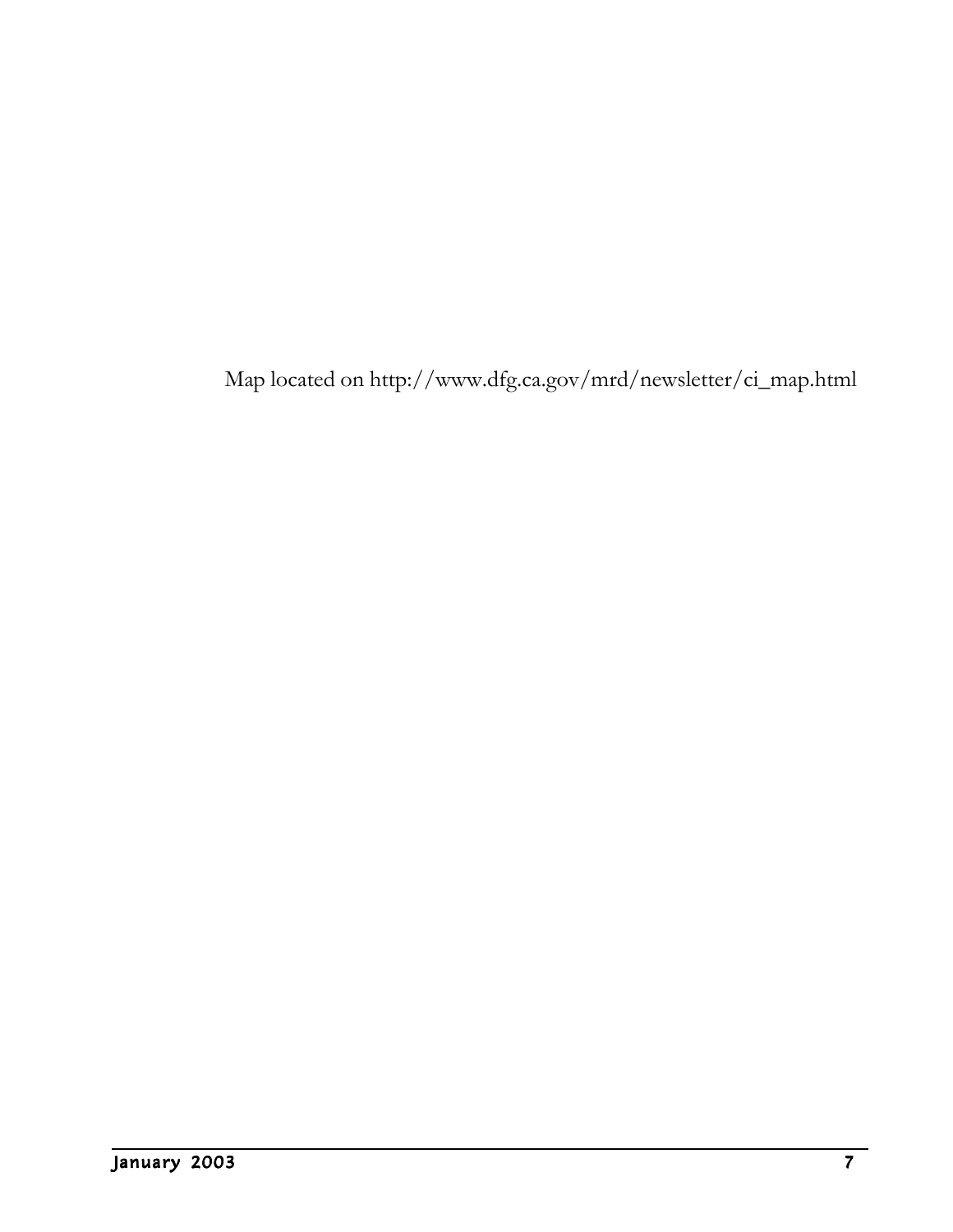Map located on http://www.dfg.ca.gov/mrd/newsletter/ci_map.html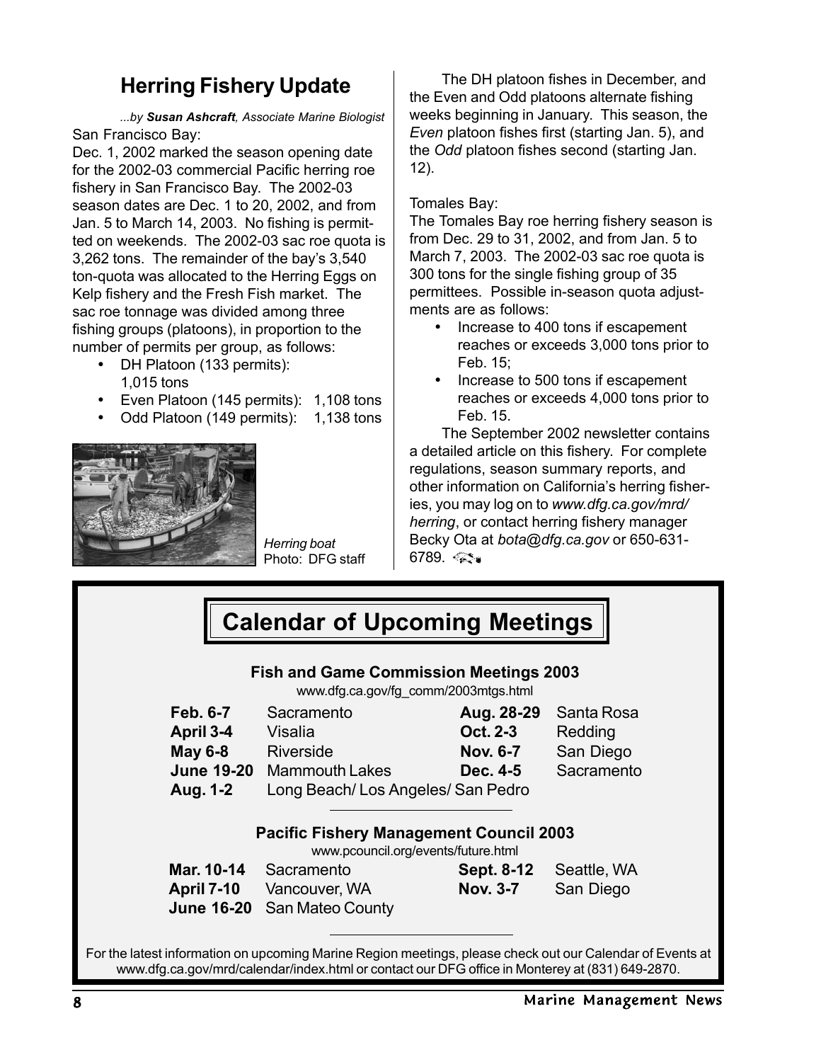## Herring Fishery Update

*...by **Susan Ashcraft**, Associate Marine Biologist*

San Francisco Bay:

Dec. 1, 2002 marked the season opening date for the 2002-03 commercial Pacific herring roe fishery in San Francisco Bay. The 2002-03 season dates are Dec. 1 to 20, 2002, and from Jan. 5 to March 14, 2003. No fishing is permitted on weekends. The 2002-03 sac roe quota is 3,262 tons. The remainder of the bay's 3,540 ton-quota was allocated to the Herring Eggs on Kelp fishery and the Fresh Fish market. The sac roe tonnage was divided among three fishing groups (platoons), in proportion to the number of permits per group, as follows:

- DH Platoon (133 permits): 1,015 tons
- Even Platoon (145 permits): 1,108 tons
- Odd Platoon (149 permits): 1,138 tons

*Herring boat*
Photo: DFG staff

The DH platoon fishes in December, and the Even and Odd platoons alternate fishing weeks beginning in January. This season, the *Even* platoon fishes first (starting Jan. 5), and the *Odd* platoon fishes second (starting Jan. 12).

Tomales Bay:

The Tomales Bay roe herring fishery season is from Dec. 29 to 31, 2002, and from Jan. 5 to March 7, 2003. The 2002-03 sac roe quota is 300 tons for the single fishing group of 35 permittees. Possible in-season quota adjustments are as follows:

- Increase to 400 tons if escapement reaches or exceeds 3,000 tons prior to Feb. 15;
- Increase to 500 tons if escapement reaches or exceeds 4,000 tons prior to Feb. 15.

The September 2002 newsletter contains a detailed article on this fishery. For complete regulations, season summary reports, and other information on California's herring fisheries, you may log on to *www.dfg.ca.gov/mrd/herring*, or contact herring fishery manager Becky Ota at *bota@dfg.ca.gov* or 650-631-6789.

## Calendar of Upcoming Meetings

### Fish and Game Commission Meetings 2003

www.dfg.ca.gov/fg_comm/2003mtgs.html

| | | | |
|---|---|---|---|
| **Feb. 6-7** | Sacramento | **Aug. 28-29** | Santa Rosa |
| **April 3-4** | Visalia | **Oct. 2-3** | Redding |
| **May 6-8** | Riverside | **Nov. 6-7** | San Diego |
| **June 19-20** | Mammouth Lakes | **Dec. 4-5** | Sacramento |
| **Aug. 1-2** | Long Beach/ Los Angeles/ San Pedro | | |

### Pacific Fishery Management Council 2003

www.pcouncil.org/events/future.html

| | | | |
|---|---|---|---|
| **Mar. 10-14** | Sacramento | **Sept. 8-12** | Seattle, WA |
| **April 7-10** | Vancouver, WA | **Nov. 3-7** | San Diego |
| **June 16-20** | San Mateo County | | |

For the latest information on upcoming Marine Region meetings, please check out our Calendar of Events at www.dfg.ca.gov/mrd/calendar/index.html or contact our DFG office in Monterey at (831) 649-2870.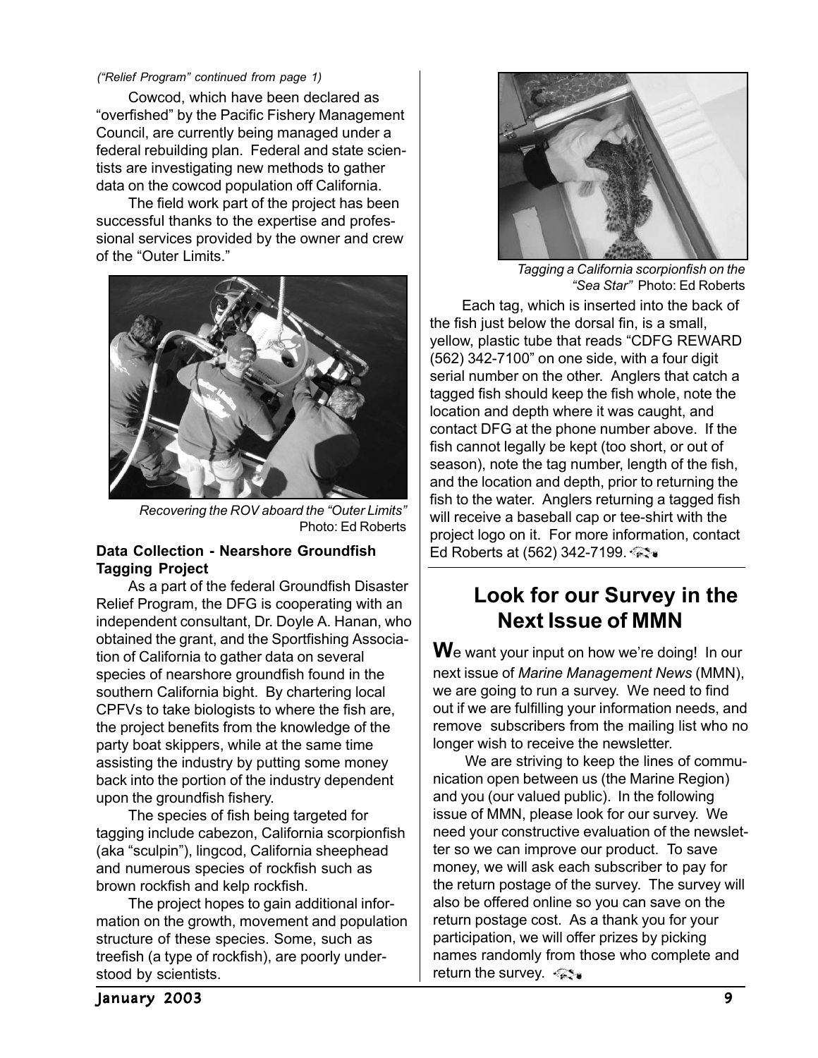*("Relief Program" continued from page 1)*

Cowcod, which have been declared as "overfished" by the Pacific Fishery Management Council, are currently being managed under a federal rebuilding plan. Federal and state scientists are investigating new methods to gather data on the cowcod population off California.

The field work part of the project has been successful thanks to the expertise and professional services provided by the owner and crew of the "Outer Limits."

*Recovering the ROV aboard the "Outer Limits"* Photo: Ed Roberts

**Data Collection - Nearshore Groundfish Tagging Project**

As a part of the federal Groundfish Disaster Relief Program, the DFG is cooperating with an independent consultant, Dr. Doyle A. Hanan, who obtained the grant, and the Sportfishing Association of California to gather data on several species of nearshore groundfish found in the southern California bight. By chartering local CPFVs to take biologists to where the fish are, the project benefits from the knowledge of the party boat skippers, while at the same time assisting the industry by putting some money back into the portion of the industry dependent upon the groundfish fishery.

The species of fish being targeted for tagging include cabezon, California scorpionfish (aka "sculpin"), lingcod, California sheephead and numerous species of rockfish such as brown rockfish and kelp rockfish.

The project hopes to gain additional information on the growth, movement and population structure of these species. Some, such as treefish (a type of rockfish), are poorly understood by scientists.

*Tagging a California scorpionfish on the "Sea Star"* Photo: Ed Roberts

Each tag, which is inserted into the back of the fish just below the dorsal fin, is a small, yellow, plastic tube that reads "CDFG REWARD (562) 342-7100" on one side, with a four digit serial number on the other. Anglers that catch a tagged fish should keep the fish whole, note the location and depth where it was caught, and contact DFG at the phone number above. If the fish cannot legally be kept (too short, or out of season), note the tag number, length of the fish, and the location and depth, prior to returning the fish to the water. Anglers returning a tagged fish will receive a baseball cap or tee-shirt with the project logo on it. For more information, contact Ed Roberts at (562) 342-7199.

## Look for our Survey in the Next Issue of MMN

**W**e want your input on how we're doing! In our next issue of *Marine Management News* (MMN), we are going to run a survey. We need to find out if we are fulfilling your information needs, and remove subscribers from the mailing list who no longer wish to receive the newsletter.

We are striving to keep the lines of communication open between us (the Marine Region) and you (our valued public). In the following issue of MMN, please look for our survey. We need your constructive evaluation of the newsletter so we can improve our product. To save money, we will ask each subscriber to pay for the return postage of the survey. The survey will also be offered online so you can save on the return postage cost. As a thank you for your participation, we will offer prizes by picking names randomly from those who complete and return the survey.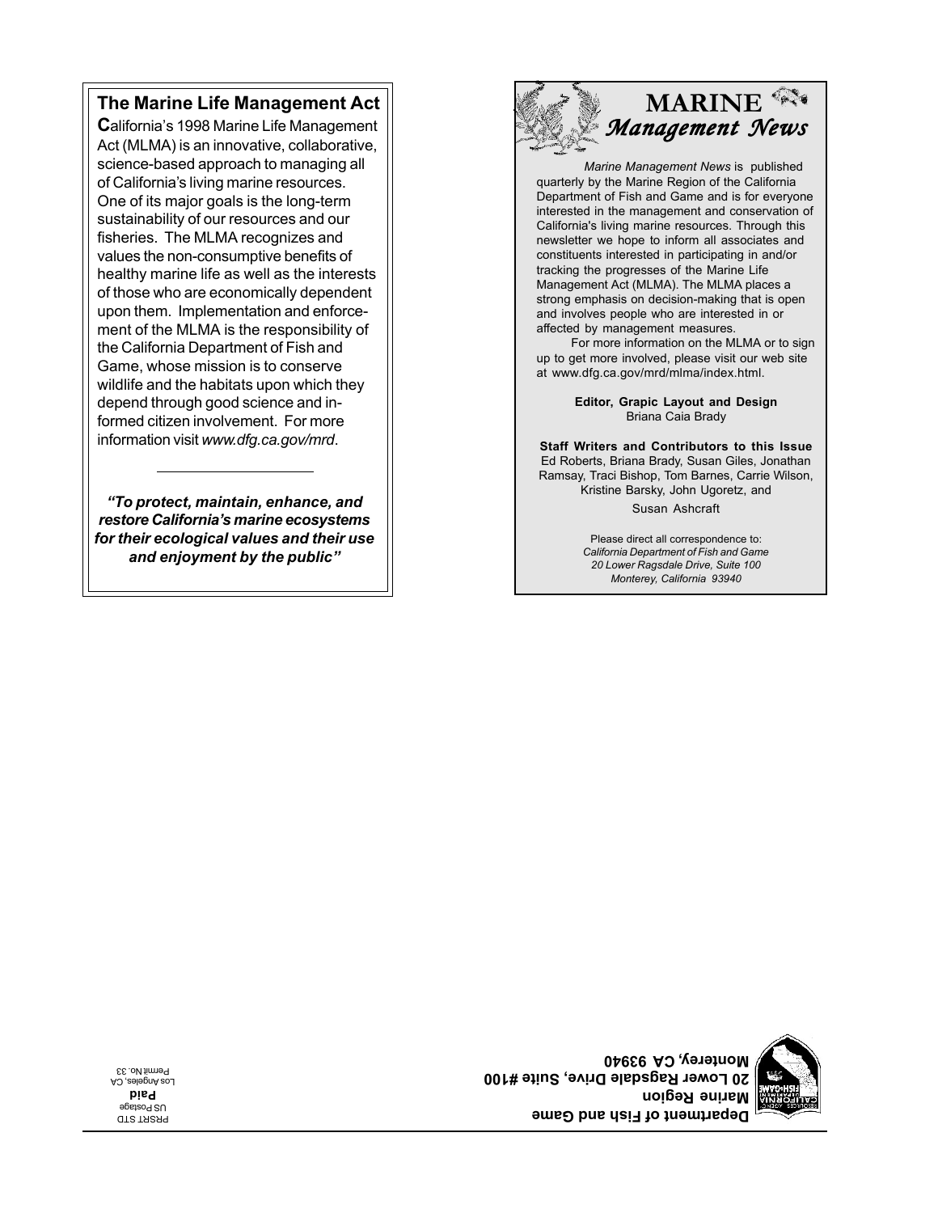## The Marine Life Management Act

**C**alifornia's 1998 Marine Life Management Act (MLMA) is an innovative, collaborative, science-based approach to managing all of California's living marine resources. One of its major goals is the long-term sustainability of our resources and our fisheries. The MLMA recognizes and values the non-consumptive benefits of healthy marine life as well as the interests of those who are economically dependent upon them. Implementation and enforcement of the MLMA is the responsibility of the California Department of Fish and Game, whose mission is to conserve wildlife and the habitats upon which they depend through good science and informed citizen involvement. For more information visit *www.dfg.ca.gov/mrd*.

***"To protect, maintain, enhance, and restore California's marine ecosystems for their ecological values and their use and enjoyment by the public"***

## MARINE *Management News*

*Marine Management News* is published quarterly by the Marine Region of the California Department of Fish and Game and is for everyone interested in the management and conservation of California's living marine resources. Through this newsletter we hope to inform all associates and constituents interested in participating in and/or tracking the progresses of the Marine Life Management Act (MLMA). The MLMA places a strong emphasis on decision-making that is open and involves people who are interested in or affected by management measures.

For more information on the MLMA or to sign up to get more involved, please visit our web site at www.dfg.ca.gov/mrd/mlma/index.html.

**Editor, Grapic Layout and Design**
Briana Caia Brady

**Staff Writers and Contributors to this Issue**
Ed Roberts, Briana Brady, Susan Giles, Jonathan Ramsay, Traci Bishop, Tom Barnes, Carrie Wilson, Kristine Barsky, John Ugoretz, and Susan Ashcraft

Please direct all correspondence to:
*California Department of Fish and Game*
*20 Lower Ragsdale Drive, Suite 100*
*Monterey, California 93940*

**Department of Fish and Game**
**Marine Region**
**20 Lower Ragsdale Drive, Suite #100**
**Monterey, CA 93940**

PRSRT STD
US Postage
**Paid**
Los Angeles, CA
Permit No. 33